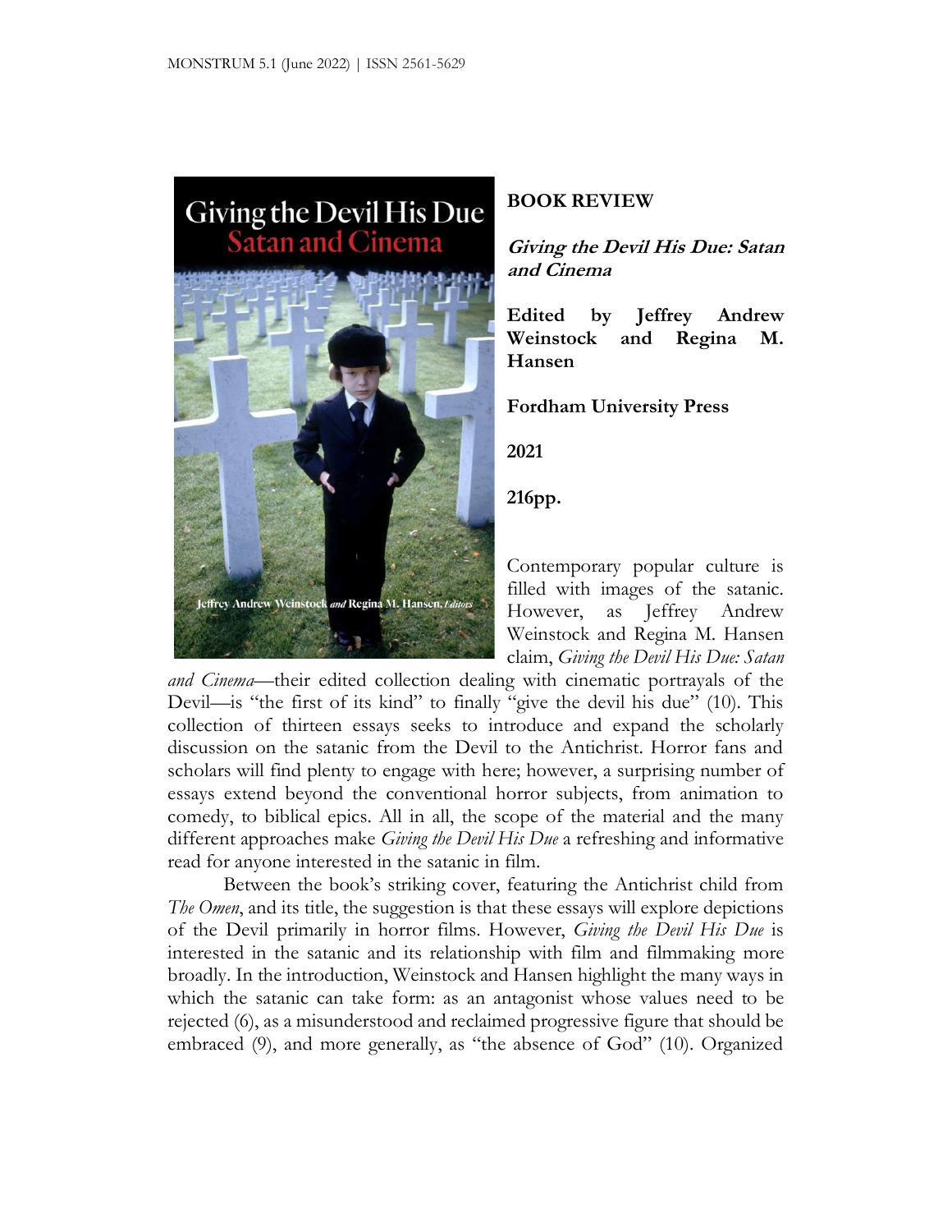**BOOK REVIEW**

***Giving the Devil His Due: Satan and Cinema***

**Edited by Jeffrey Andrew Weinstock and Regina M. Hansen**

**Fordham University Press**

**2021**

**216pp.**

Contemporary popular culture is filled with images of the satanic. However, as Jeffrey Andrew Weinstock and Regina M. Hansen claim, *Giving the Devil His Due: Satan and Cinema*—their edited collection dealing with cinematic portrayals of the Devil—is "the first of its kind" to finally "give the devil his due" (10). This collection of thirteen essays seeks to introduce and expand the scholarly discussion on the satanic from the Devil to the Antichrist. Horror fans and scholars will find plenty to engage with here; however, a surprising number of essays extend beyond the conventional horror subjects, from animation to comedy, to biblical epics. All in all, the scope of the material and the many different approaches make *Giving the Devil His Due* a refreshing and informative read for anyone interested in the satanic in film.

Between the book's striking cover, featuring the Antichrist child from *The Omen*, and its title, the suggestion is that these essays will explore depictions of the Devil primarily in horror films. However, *Giving the Devil His Due* is interested in the satanic and its relationship with film and filmmaking more broadly. In the introduction, Weinstock and Hansen highlight the many ways in which the satanic can take form: as an antagonist whose values need to be rejected (6), as a misunderstood and reclaimed progressive figure that should be embraced (9), and more generally, as "the absence of God" (10). Organized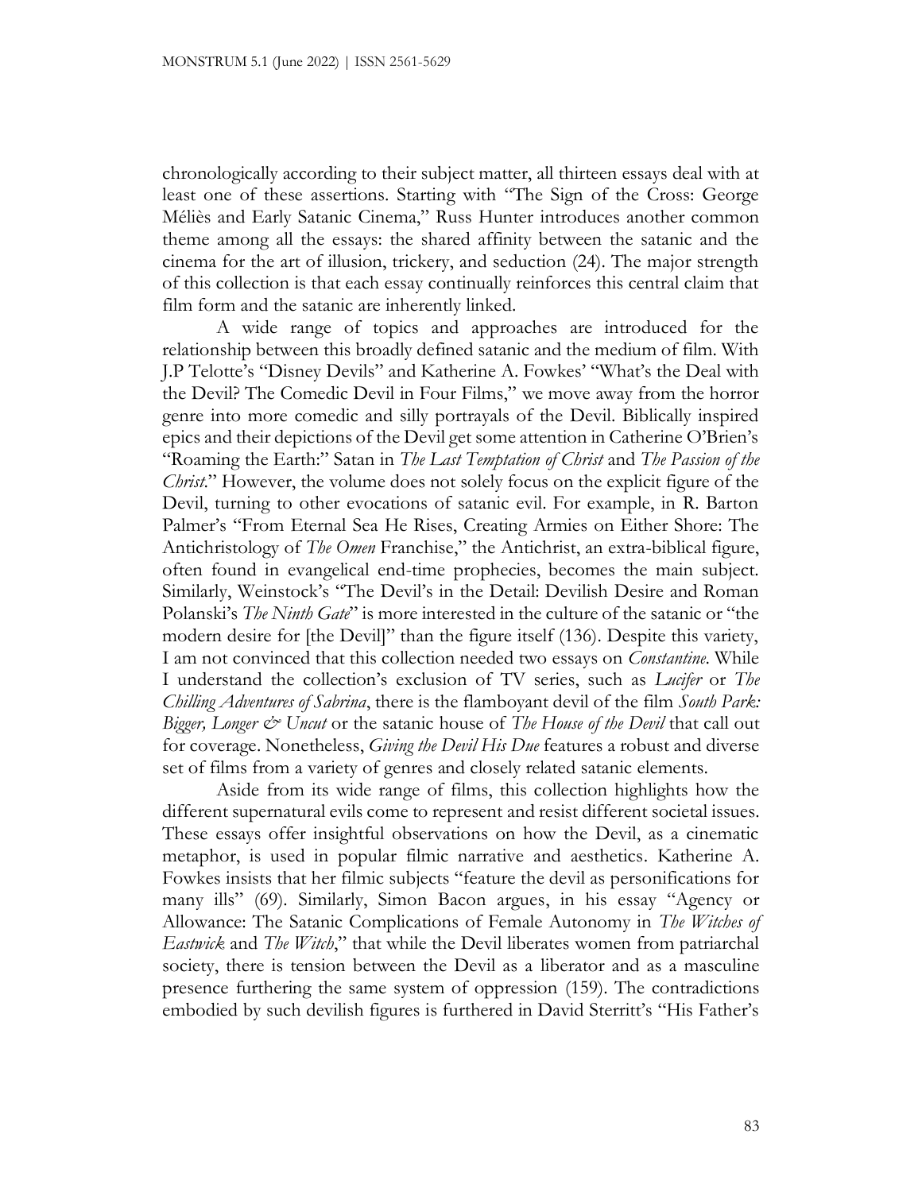chronologically according to their subject matter, all thirteen essays deal with at least one of these assertions. Starting with "The Sign of the Cross: George Méliès and Early Satanic Cinema," Russ Hunter introduces another common theme among all the essays: the shared affinity between the satanic and the cinema for the art of illusion, trickery, and seduction (24). The major strength of this collection is that each essay continually reinforces this central claim that film form and the satanic are inherently linked.

A wide range of topics and approaches are introduced for the relationship between this broadly defined satanic and the medium of film. With J.P Telotte's "Disney Devils" and Katherine A. Fowkes' "What's the Deal with the Devil? The Comedic Devil in Four Films," we move away from the horror genre into more comedic and silly portrayals of the Devil. Biblically inspired epics and their depictions of the Devil get some attention in Catherine O'Brien's "Roaming the Earth:" Satan in *The Last Temptation of Christ* and *The Passion of the Christ*." However, the volume does not solely focus on the explicit figure of the Devil, turning to other evocations of satanic evil. For example, in R. Barton Palmer's "From Eternal Sea He Rises, Creating Armies on Either Shore: The Antichristology of *The Omen* Franchise," the Antichrist, an extra-biblical figure, often found in evangelical end-time prophecies, becomes the main subject. Similarly, Weinstock's "The Devil's in the Detail: Devilish Desire and Roman Polanski's *The Ninth Gate*" is more interested in the culture of the satanic or "the modern desire for [the Devil]" than the figure itself (136). Despite this variety, I am not convinced that this collection needed two essays on *Constantine*. While I understand the collection's exclusion of TV series, such as *Lucifer* or *The Chilling Adventures of Sabrina*, there is the flamboyant devil of the film *South Park: Bigger, Longer & Uncut* or the satanic house of *The House of the Devil* that call out for coverage. Nonetheless, *Giving the Devil His Due* features a robust and diverse set of films from a variety of genres and closely related satanic elements.

Aside from its wide range of films, this collection highlights how the different supernatural evils come to represent and resist different societal issues. These essays offer insightful observations on how the Devil, as a cinematic metaphor, is used in popular filmic narrative and aesthetics. Katherine A. Fowkes insists that her filmic subjects "feature the devil as personifications for many ills" (69). Similarly, Simon Bacon argues, in his essay "Agency or Allowance: The Satanic Complications of Female Autonomy in *The Witches of Eastwick* and *The Witch*," that while the Devil liberates women from patriarchal society, there is tension between the Devil as a liberator and as a masculine presence furthering the same system of oppression (159). The contradictions embodied by such devilish figures is furthered in David Sterritt's "His Father's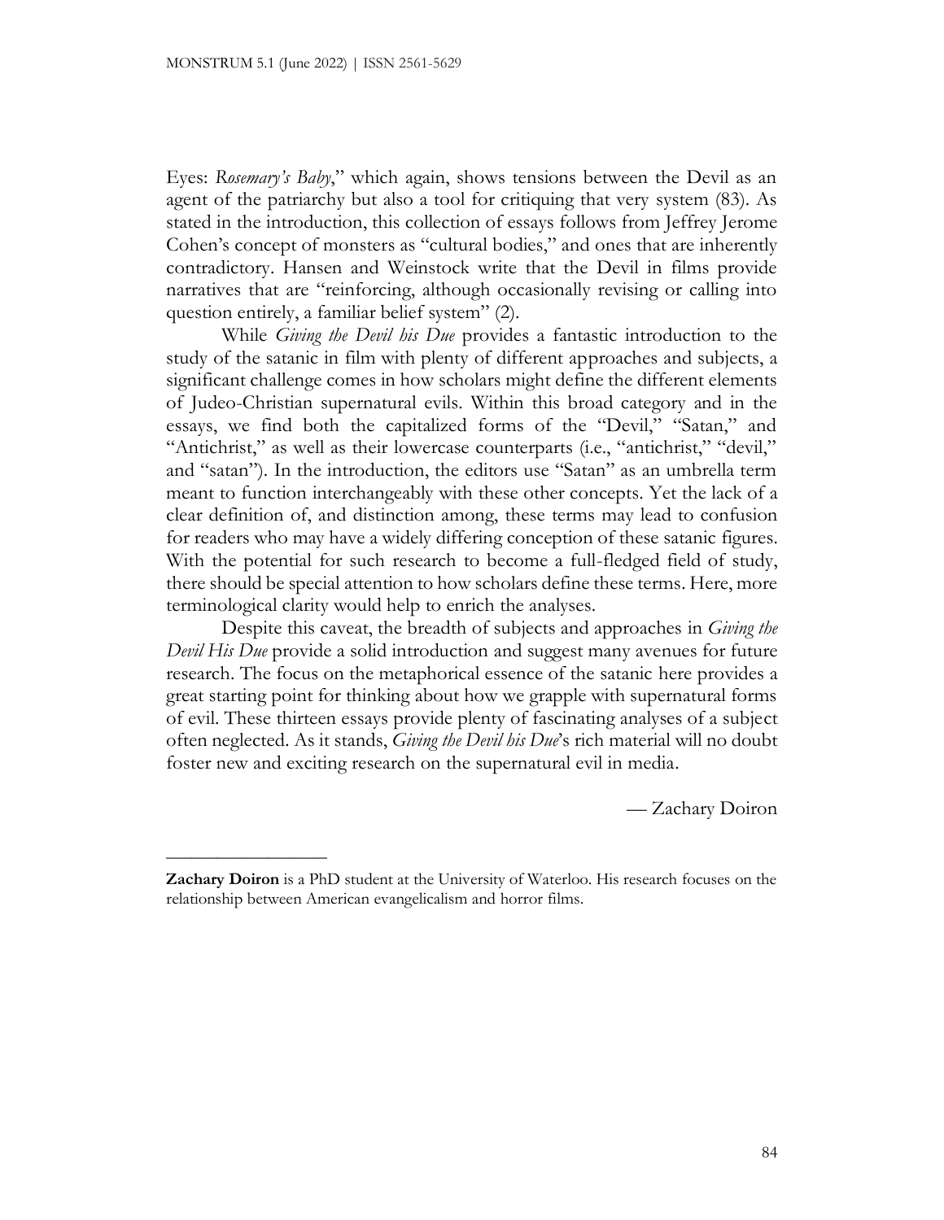Eyes: *Rosemary's Baby*," which again, shows tensions between the Devil as an agent of the patriarchy but also a tool for critiquing that very system (83). As stated in the introduction, this collection of essays follows from Jeffrey Jerome Cohen's concept of monsters as "cultural bodies," and ones that are inherently contradictory. Hansen and Weinstock write that the Devil in films provide narratives that are "reinforcing, although occasionally revising or calling into question entirely, a familiar belief system" (2).

While *Giving the Devil his Due* provides a fantastic introduction to the study of the satanic in film with plenty of different approaches and subjects, a significant challenge comes in how scholars might define the different elements of Judeo-Christian supernatural evils. Within this broad category and in the essays, we find both the capitalized forms of the "Devil," "Satan," and "Antichrist," as well as their lowercase counterparts (i.e., "antichrist," "devil," and "satan"). In the introduction, the editors use "Satan" as an umbrella term meant to function interchangeably with these other concepts. Yet the lack of a clear definition of, and distinction among, these terms may lead to confusion for readers who may have a widely differing conception of these satanic figures. With the potential for such research to become a full-fledged field of study, there should be special attention to how scholars define these terms. Here, more terminological clarity would help to enrich the analyses.

Despite this caveat, the breadth of subjects and approaches in *Giving the Devil His Due* provide a solid introduction and suggest many avenues for future research. The focus on the metaphorical essence of the satanic here provides a great starting point for thinking about how we grapple with supernatural forms of evil. These thirteen essays provide plenty of fascinating analyses of a subject often neglected. As it stands, *Giving the Devil his Due*'s rich material will no doubt foster new and exciting research on the supernatural evil in media.

— Zachary Doiron

---

**Zachary Doiron** is a PhD student at the University of Waterloo. His research focuses on the relationship between American evangelicalism and horror films.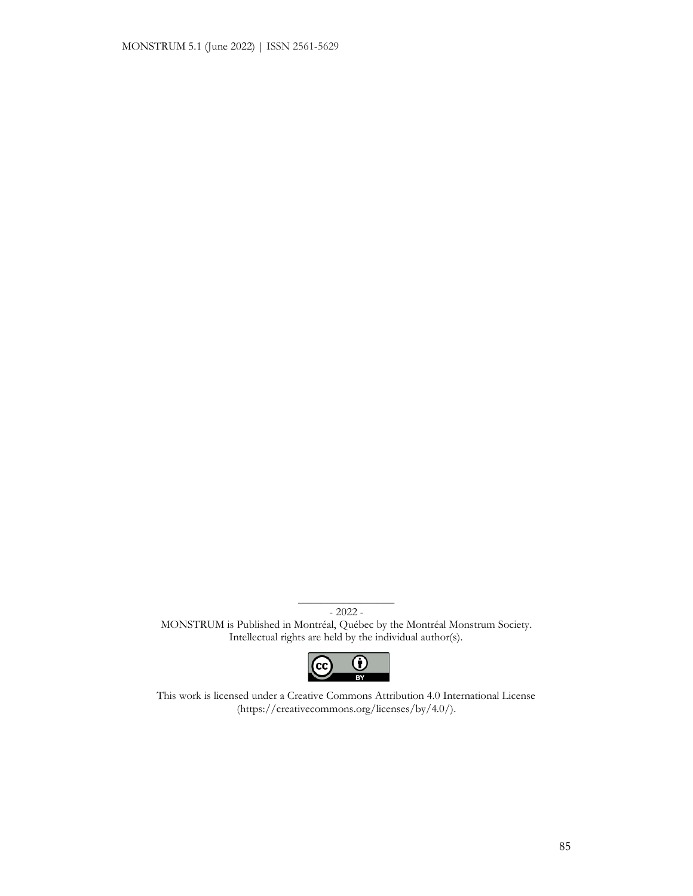- 2022 -

MONSTRUM is Published in Montréal, Québec by the Montréal Monstrum Society.
Intellectual rights are held by the individual author(s).

This work is licensed under a Creative Commons Attribution 4.0 International License (https://creativecommons.org/licenses/by/4.0/).